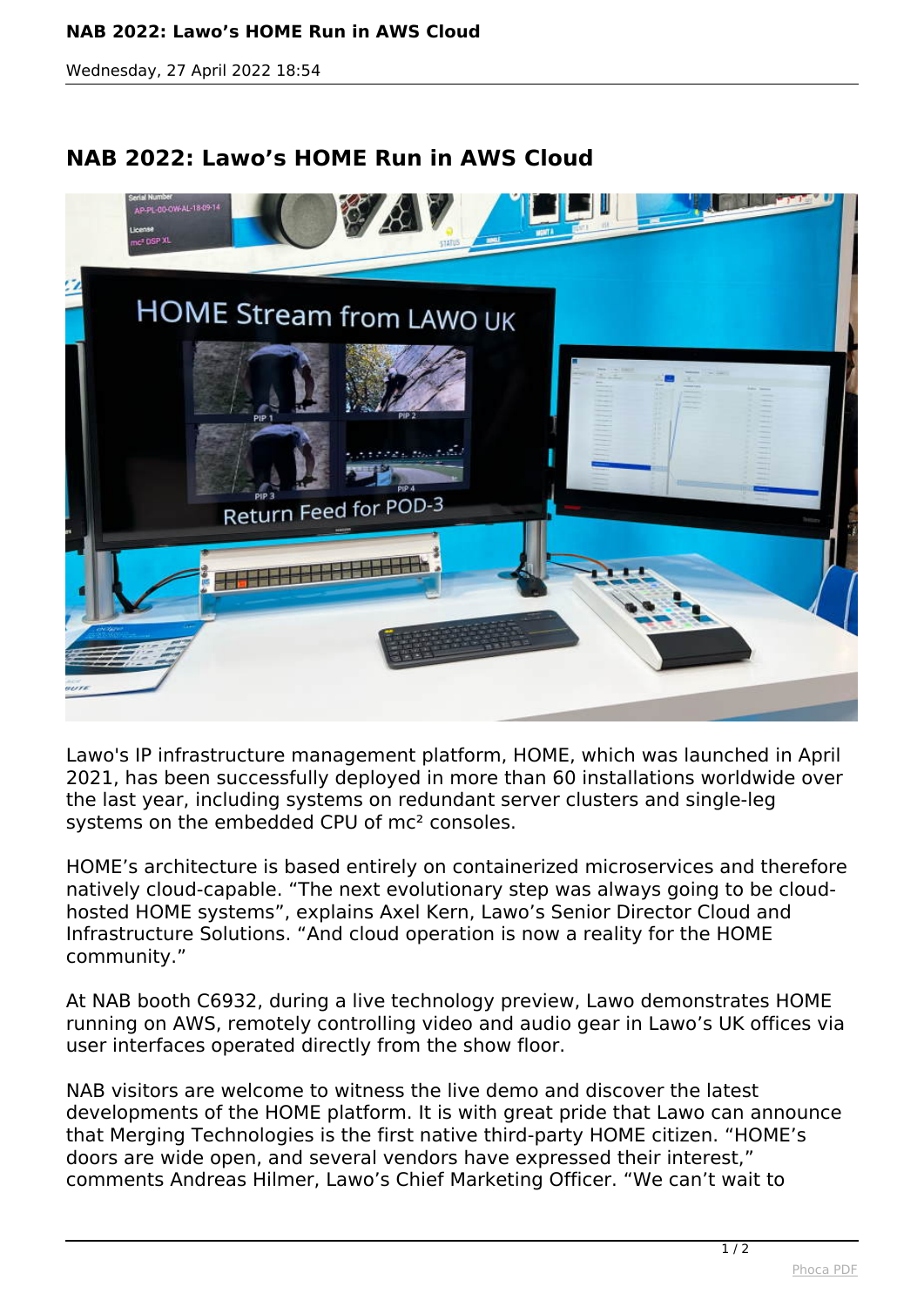# NAB 2022: Lawo's HOME Run in AWS Cloud

Wednesday, 27 April 2022 18:54

## NAB 2022: Lawo's HOME Run in AWS Cloud

Lawo's IP infrastructure management platform, HOME, which was launched in April 2021, has been successfully deployed in more than 60 installations worldwide over the last year, including systems on redundant server clusters and single-leg systems on the embedded CPU of mc² consoles.

HOME's architecture is based entirely on containerized microservices and therefore natively cloud-capable. "The next evolutionary step was always going to be cloud-hosted HOME systems", explains Axel Kern, Lawo's Senior Director Cloud and Infrastructure Solutions. "And cloud operation is now a reality for the HOME community."

At NAB booth C6932, during a live technology preview, Lawo demonstrates HOME running on AWS, remotely controlling video and audio gear in Lawo's UK offices via user interfaces operated directly from the show floor.

NAB visitors are welcome to witness the live demo and discover the latest developments of the HOME platform. It is with great pride that Lawo can announce that Merging Technologies is the first native third-party HOME citizen. "HOME's doors are wide open, and several vendors have expressed their interest," comments Andreas Hilmer, Lawo's Chief Marketing Officer. "We can't wait to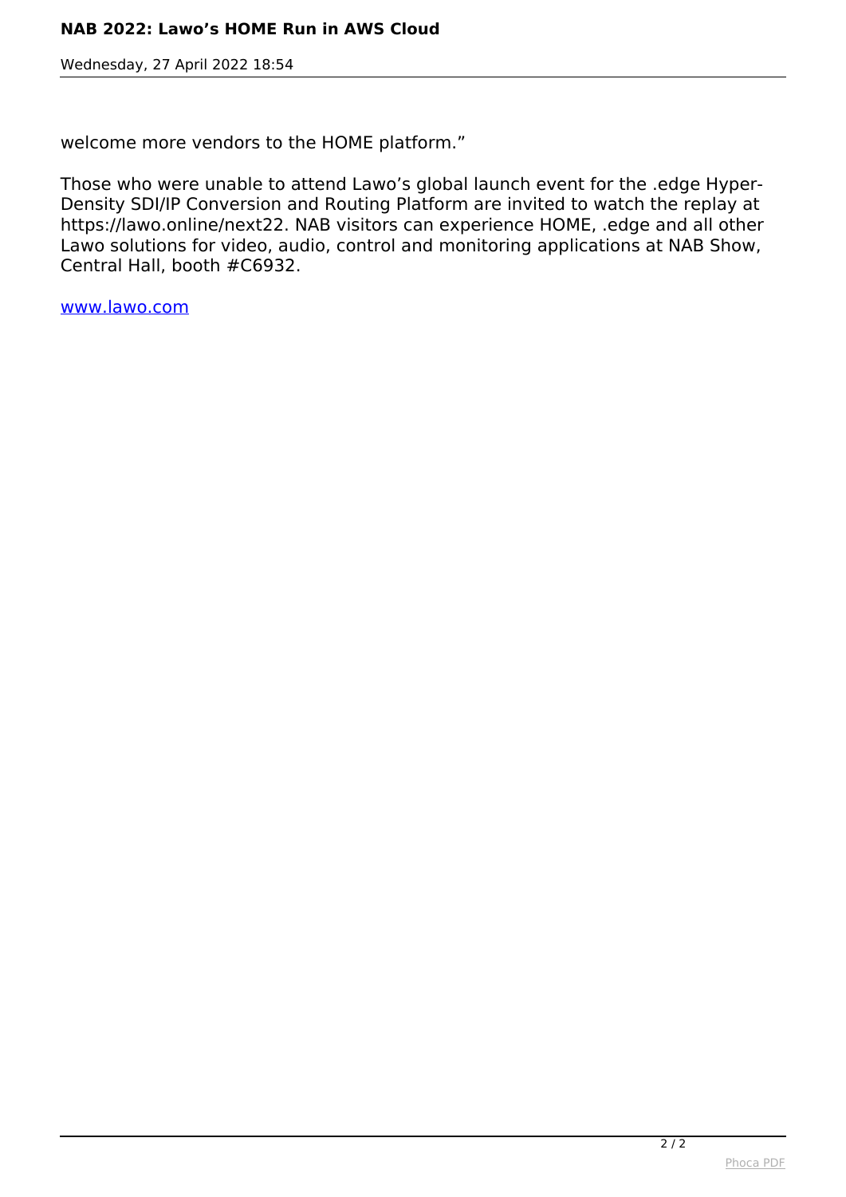welcome more vendors to the HOME platform."

Those who were unable to attend Lawo's global launch event for the .edge Hyper-Density SDI/IP Conversion and Routing Platform are invited to watch the replay at https://lawo.online/next22. NAB visitors can experience HOME, .edge and all other Lawo solutions for video, audio, control and monitoring applications at NAB Show, Central Hall, booth #C6932.

[www.lawo.com](http://www.lawo.com)